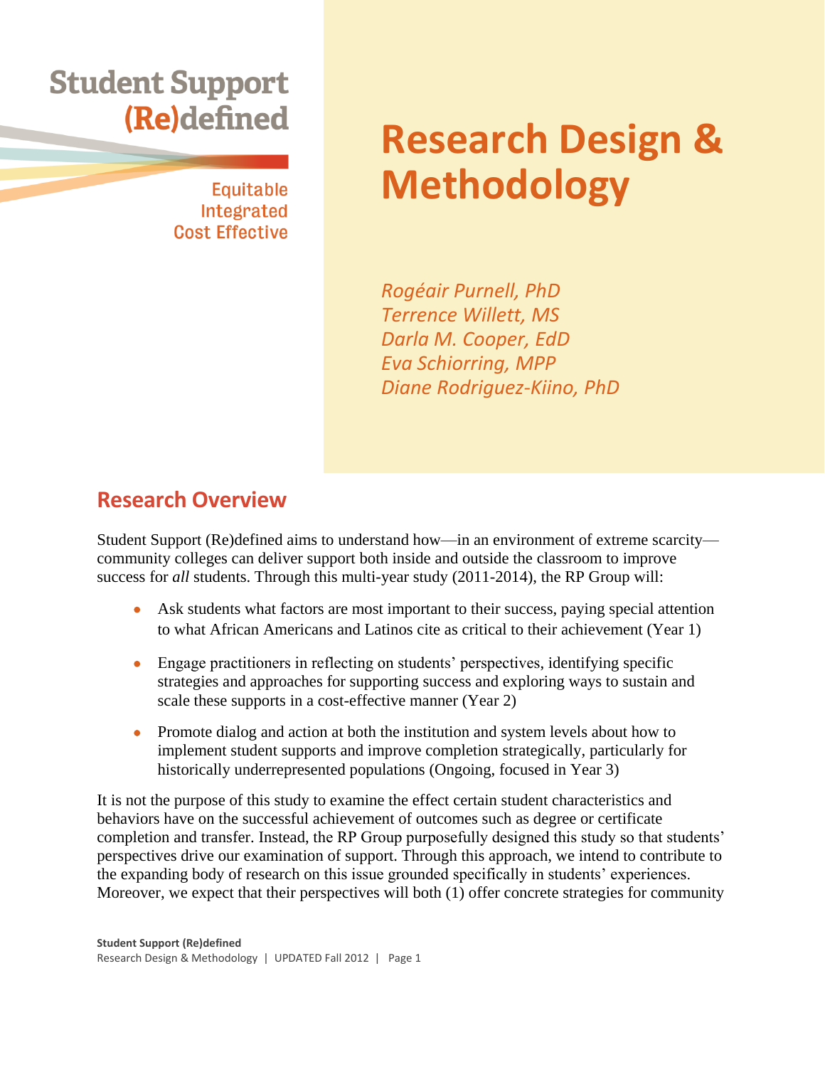Student Support
(Re)defined

Equitable
Integrated
Cost Effective

# Research Design & Methodology

*Rogéair Purnell, PhD*
*Terrence Willett, MS*
*Darla M. Cooper, EdD*
*Eva Schiorring, MPP*
*Diane Rodriguez-Kiino, PhD*

## Research Overview

Student Support (Re)defined aims to understand how—in an environment of extreme scarcity—community colleges can deliver support both inside and outside the classroom to improve success for *all* students. Through this multi-year study (2011-2014), the RP Group will:

- Ask students what factors are most important to their success, paying special attention to what African Americans and Latinos cite as critical to their achievement (Year 1)
- Engage practitioners in reflecting on students' perspectives, identifying specific strategies and approaches for supporting success and exploring ways to sustain and scale these supports in a cost-effective manner (Year 2)
- Promote dialog and action at both the institution and system levels about how to implement student supports and improve completion strategically, particularly for historically underrepresented populations (Ongoing, focused in Year 3)

It is not the purpose of this study to examine the effect certain student characteristics and behaviors have on the successful achievement of outcomes such as degree or certificate completion and transfer. Instead, the RP Group purposefully designed this study so that students' perspectives drive our examination of support. Through this approach, we intend to contribute to the expanding body of research on this issue grounded specifically in students' experiences. Moreover, we expect that their perspectives will both (1) offer concrete strategies for community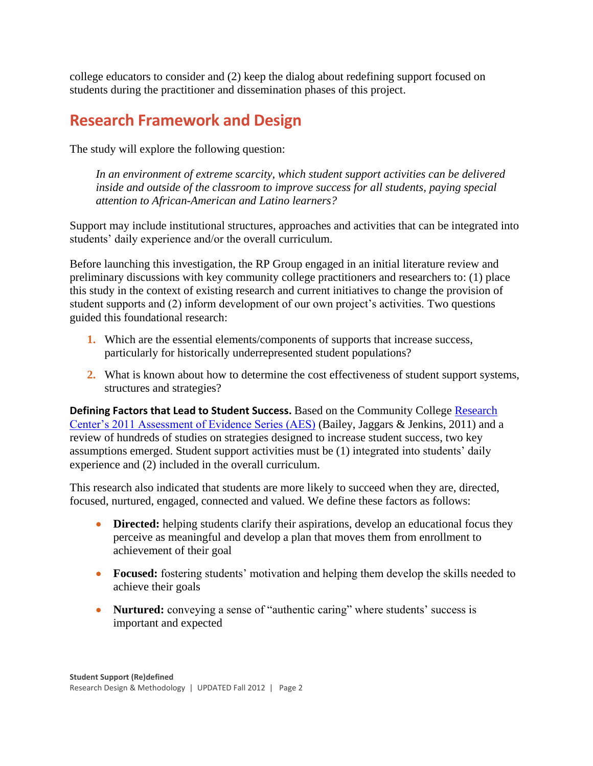college educators to consider and (2) keep the dialog about redefining support focused on students during the practitioner and dissemination phases of this project.

## Research Framework and Design

The study will explore the following question:

> *In an environment of extreme scarcity, which student support activities can be delivered inside and outside of the classroom to improve success for all students, paying special attention to African-American and Latino learners?*

Support may include institutional structures, approaches and activities that can be integrated into students' daily experience and/or the overall curriculum.

Before launching this investigation, the RP Group engaged in an initial literature review and preliminary discussions with key community college practitioners and researchers to: (1) place this study in the context of existing research and current initiatives to change the provision of student supports and (2) inform development of our own project's activities. Two questions guided this foundational research:

1. Which are the essential elements/components of supports that increase success, particularly for historically underrepresented student populations?
2. What is known about how to determine the cost effectiveness of student support systems, structures and strategies?

**Defining Factors that Lead to Student Success.** Based on the Community College Research Center's 2011 Assessment of Evidence Series (AES) (Bailey, Jaggars & Jenkins, 2011) and a review of hundreds of studies on strategies designed to increase student success, two key assumptions emerged. Student support activities must be (1) integrated into students' daily experience and (2) included in the overall curriculum.

This research also indicated that students are more likely to succeed when they are, directed, focused, nurtured, engaged, connected and valued. We define these factors as follows:

- **Directed:** helping students clarify their aspirations, develop an educational focus they perceive as meaningful and develop a plan that moves them from enrollment to achievement of their goal
- **Focused:** fostering students' motivation and helping them develop the skills needed to achieve their goals
- **Nurtured:** conveying a sense of "authentic caring" where students' success is important and expected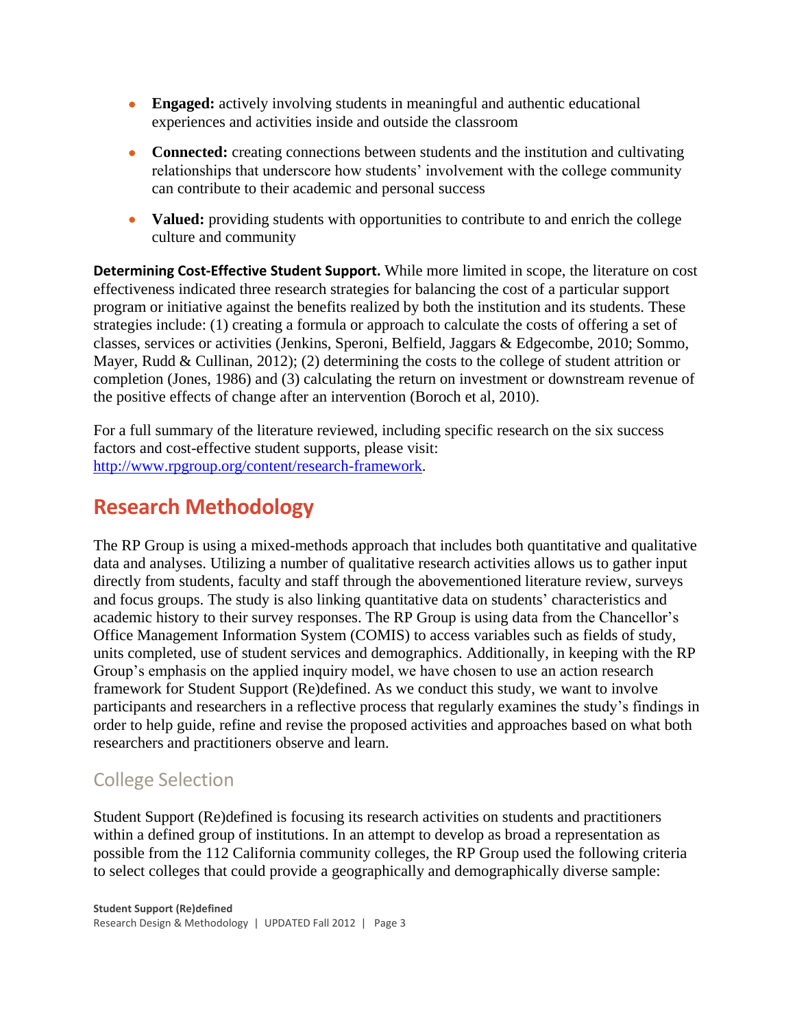- **Engaged:** actively involving students in meaningful and authentic educational experiences and activities inside and outside the classroom
- **Connected:** creating connections between students and the institution and cultivating relationships that underscore how students' involvement with the college community can contribute to their academic and personal success
- **Valued:** providing students with opportunities to contribute to and enrich the college culture and community

**Determining Cost-Effective Student Support.** While more limited in scope, the literature on cost effectiveness indicated three research strategies for balancing the cost of a particular support program or initiative against the benefits realized by both the institution and its students. These strategies include: (1) creating a formula or approach to calculate the costs of offering a set of classes, services or activities (Jenkins, Speroni, Belfield, Jaggars & Edgecombe, 2010; Sommo, Mayer, Rudd & Cullinan, 2012); (2) determining the costs to the college of student attrition or completion (Jones, 1986) and (3) calculating the return on investment or downstream revenue of the positive effects of change after an intervention (Boroch et al, 2010).

For a full summary of the literature reviewed, including specific research on the six success factors and cost-effective student supports, please visit: [http://www.rpgroup.org/content/research-framework](http://www.rpgroup.org/content/research-framework).

# Research Methodology

The RP Group is using a mixed-methods approach that includes both quantitative and qualitative data and analyses. Utilizing a number of qualitative research activities allows us to gather input directly from students, faculty and staff through the abovementioned literature review, surveys and focus groups. The study is also linking quantitative data on students' characteristics and academic history to their survey responses. The RP Group is using data from the Chancellor's Office Management Information System (COMIS) to access variables such as fields of study, units completed, use of student services and demographics. Additionally, in keeping with the RP Group's emphasis on the applied inquiry model, we have chosen to use an action research framework for Student Support (Re)defined. As we conduct this study, we want to involve participants and researchers in a reflective process that regularly examines the study's findings in order to help guide, refine and revise the proposed activities and approaches based on what both researchers and practitioners observe and learn.

## College Selection

Student Support (Re)defined is focusing its research activities on students and practitioners within a defined group of institutions. In an attempt to develop as broad a representation as possible from the 112 California community colleges, the RP Group used the following criteria to select colleges that could provide a geographically and demographically diverse sample: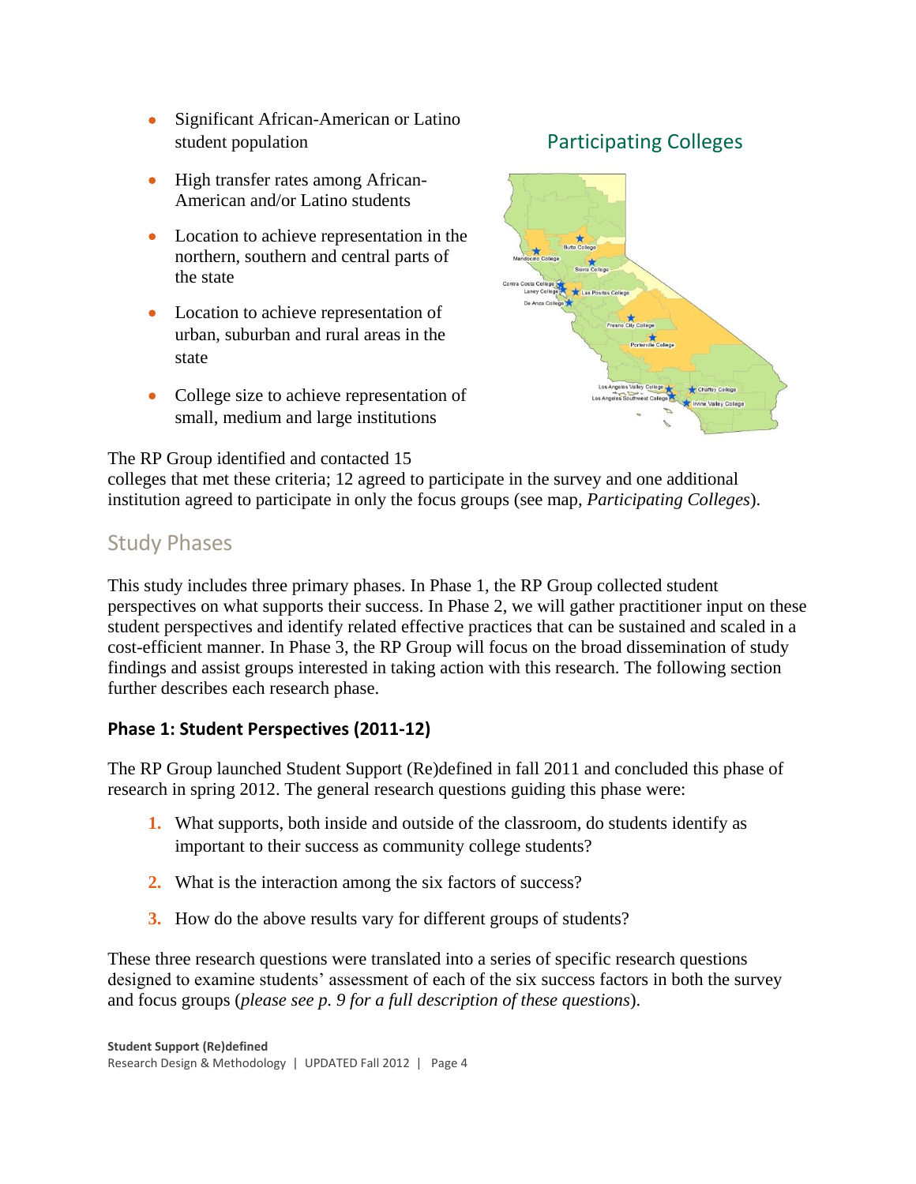- Significant African-American or Latino student population
- High transfer rates among African-American and/or Latino students
- Location to achieve representation in the northern, southern and central parts of the state
- Location to achieve representation of urban, suburban and rural areas in the state
- College size to achieve representation of small, medium and large institutions

## Participating Colleges

The RP Group identified and contacted 15 colleges that met these criteria; 12 agreed to participate in the survey and one additional institution agreed to participate in only the focus groups (see map, *Participating Colleges*).

## Study Phases

This study includes three primary phases. In Phase 1, the RP Group collected student perspectives on what supports their success. In Phase 2, we will gather practitioner input on these student perspectives and identify related effective practices that can be sustained and scaled in a cost-efficient manner. In Phase 3, the RP Group will focus on the broad dissemination of study findings and assist groups interested in taking action with this research. The following section further describes each research phase.

### Phase 1: Student Perspectives (2011-12)

The RP Group launched Student Support (Re)defined in fall 2011 and concluded this phase of research in spring 2012. The general research questions guiding this phase were:

1. What supports, both inside and outside of the classroom, do students identify as important to their success as community college students?
2. What is the interaction among the six factors of success?
3. How do the above results vary for different groups of students?

These three research questions were translated into a series of specific research questions designed to examine students' assessment of each of the six success factors in both the survey and focus groups (*please see p. 9 for a full description of these questions*).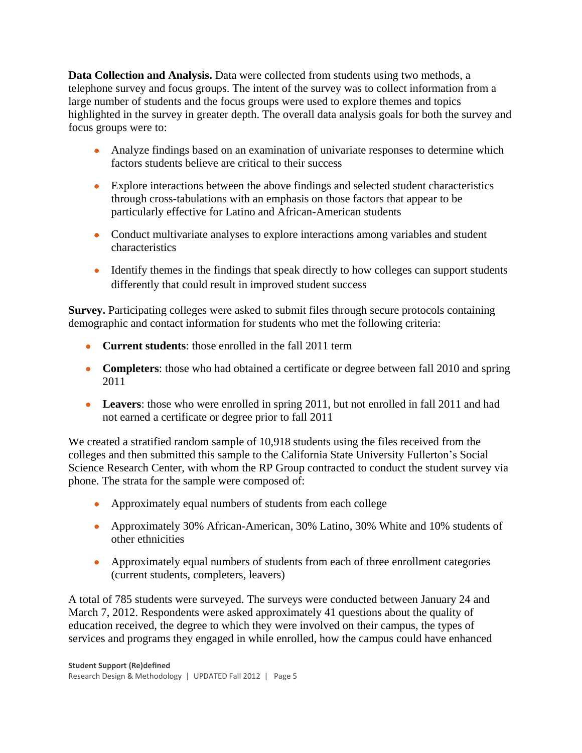**Data Collection and Analysis.** Data were collected from students using two methods, a telephone survey and focus groups. The intent of the survey was to collect information from a large number of students and the focus groups were used to explore themes and topics highlighted in the survey in greater depth. The overall data analysis goals for both the survey and focus groups were to:

- Analyze findings based on an examination of univariate responses to determine which factors students believe are critical to their success
- Explore interactions between the above findings and selected student characteristics through cross-tabulations with an emphasis on those factors that appear to be particularly effective for Latino and African-American students
- Conduct multivariate analyses to explore interactions among variables and student characteristics
- Identify themes in the findings that speak directly to how colleges can support students differently that could result in improved student success

**Survey.** Participating colleges were asked to submit files through secure protocols containing demographic and contact information for students who met the following criteria:

- **Current students**: those enrolled in the fall 2011 term
- **Completers**: those who had obtained a certificate or degree between fall 2010 and spring 2011
- **Leavers**: those who were enrolled in spring 2011, but not enrolled in fall 2011 and had not earned a certificate or degree prior to fall 2011

We created a stratified random sample of 10,918 students using the files received from the colleges and then submitted this sample to the California State University Fullerton's Social Science Research Center, with whom the RP Group contracted to conduct the student survey via phone. The strata for the sample were composed of:

- Approximately equal numbers of students from each college
- Approximately 30% African-American, 30% Latino, 30% White and 10% students of other ethnicities
- Approximately equal numbers of students from each of three enrollment categories (current students, completers, leavers)

A total of 785 students were surveyed. The surveys were conducted between January 24 and March 7, 2012. Respondents were asked approximately 41 questions about the quality of education received, the degree to which they were involved on their campus, the types of services and programs they engaged in while enrolled, how the campus could have enhanced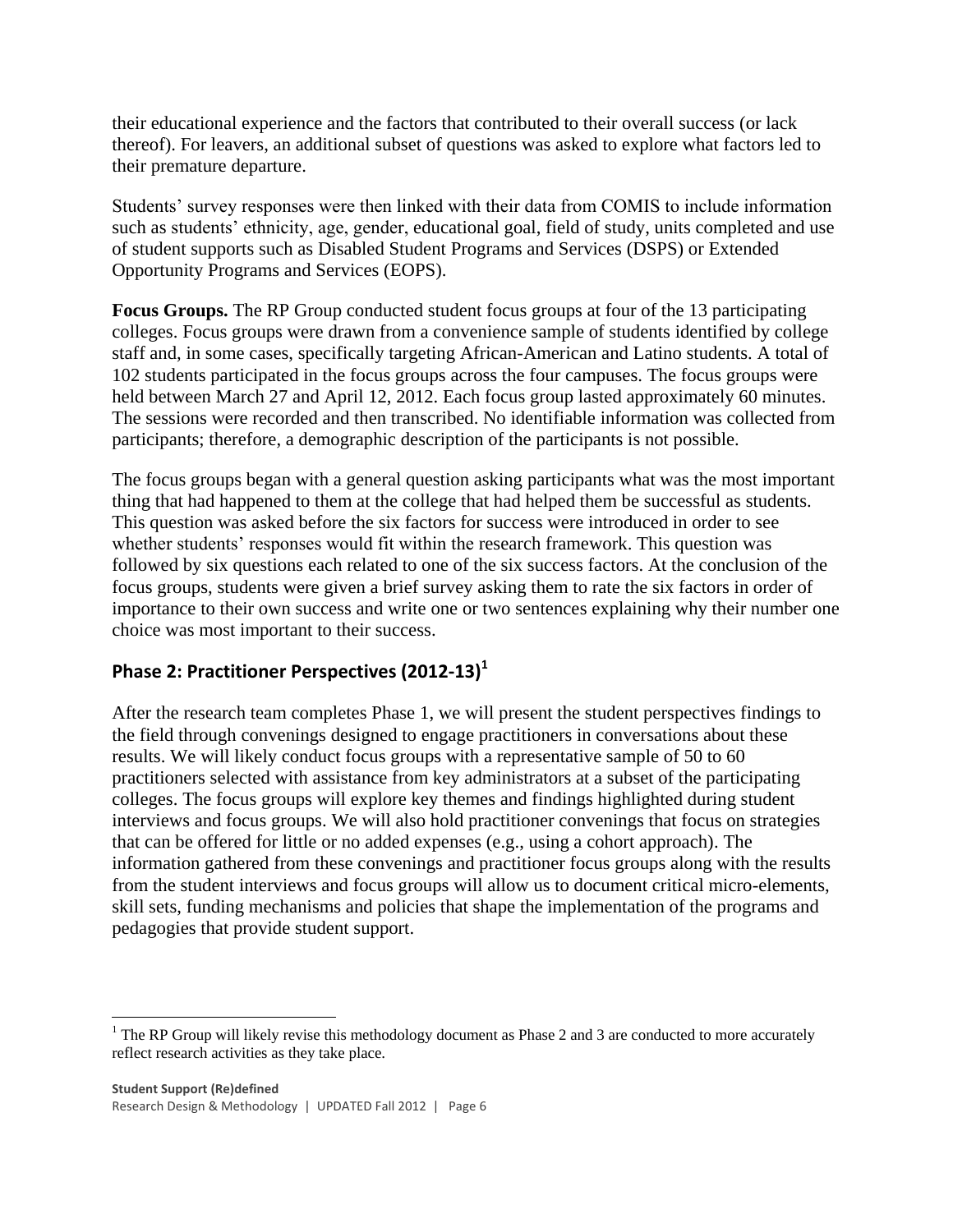their educational experience and the factors that contributed to their overall success (or lack thereof). For leavers, an additional subset of questions was asked to explore what factors led to their premature departure.

Students' survey responses were then linked with their data from COMIS to include information such as students' ethnicity, age, gender, educational goal, field of study, units completed and use of student supports such as Disabled Student Programs and Services (DSPS) or Extended Opportunity Programs and Services (EOPS).

**Focus Groups.** The RP Group conducted student focus groups at four of the 13 participating colleges. Focus groups were drawn from a convenience sample of students identified by college staff and, in some cases, specifically targeting African-American and Latino students. A total of 102 students participated in the focus groups across the four campuses. The focus groups were held between March 27 and April 12, 2012. Each focus group lasted approximately 60 minutes. The sessions were recorded and then transcribed. No identifiable information was collected from participants; therefore, a demographic description of the participants is not possible.

The focus groups began with a general question asking participants what was the most important thing that had happened to them at the college that had helped them be successful as students. This question was asked before the six factors for success were introduced in order to see whether students' responses would fit within the research framework. This question was followed by six questions each related to one of the six success factors. At the conclusion of the focus groups, students were given a brief survey asking them to rate the six factors in order of importance to their own success and write one or two sentences explaining why their number one choice was most important to their success.

## Phase 2: Practitioner Perspectives (2012-13)[1]

After the research team completes Phase 1, we will present the student perspectives findings to the field through convenings designed to engage practitioners in conversations about these results. We will likely conduct focus groups with a representative sample of 50 to 60 practitioners selected with assistance from key administrators at a subset of the participating colleges. The focus groups will explore key themes and findings highlighted during student interviews and focus groups. We will also hold practitioner convenings that focus on strategies that can be offered for little or no added expenses (e.g., using a cohort approach). The information gathered from these convenings and practitioner focus groups along with the results from the student interviews and focus groups will allow us to document critical micro-elements, skill sets, funding mechanisms and policies that shape the implementation of the programs and pedagogies that provide student support.

[1] The RP Group will likely revise this methodology document as Phase 2 and 3 are conducted to more accurately reflect research activities as they take place.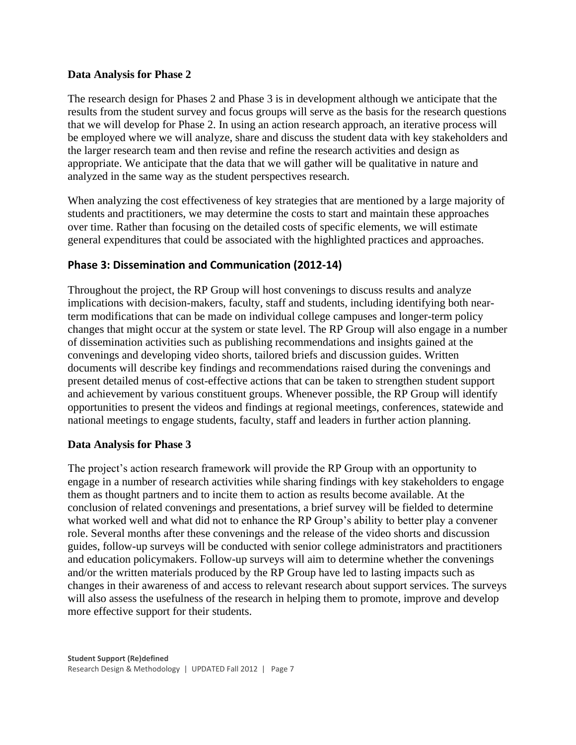### Data Analysis for Phase 2

The research design for Phases 2 and Phase 3 is in development although we anticipate that the results from the student survey and focus groups will serve as the basis for the research questions that we will develop for Phase 2. In using an action research approach, an iterative process will be employed where we will analyze, share and discuss the student data with key stakeholders and the larger research team and then revise and refine the research activities and design as appropriate. We anticipate that the data that we will gather will be qualitative in nature and analyzed in the same way as the student perspectives research.

When analyzing the cost effectiveness of key strategies that are mentioned by a large majority of students and practitioners, we may determine the costs to start and maintain these approaches over time. Rather than focusing on the detailed costs of specific elements, we will estimate general expenditures that could be associated with the highlighted practices and approaches.

## Phase 3: Dissemination and Communication (2012-14)

Throughout the project, the RP Group will host convenings to discuss results and analyze implications with decision-makers, faculty, staff and students, including identifying both near-term modifications that can be made on individual college campuses and longer-term policy changes that might occur at the system or state level. The RP Group will also engage in a number of dissemination activities such as publishing recommendations and insights gained at the convenings and developing video shorts, tailored briefs and discussion guides. Written documents will describe key findings and recommendations raised during the convenings and present detailed menus of cost-effective actions that can be taken to strengthen student support and achievement by various constituent groups. Whenever possible, the RP Group will identify opportunities to present the videos and findings at regional meetings, conferences, statewide and national meetings to engage students, faculty, staff and leaders in further action planning.

### Data Analysis for Phase 3

The project's action research framework will provide the RP Group with an opportunity to engage in a number of research activities while sharing findings with key stakeholders to engage them as thought partners and to incite them to action as results become available. At the conclusion of related convenings and presentations, a brief survey will be fielded to determine what worked well and what did not to enhance the RP Group's ability to better play a convener role. Several months after these convenings and the release of the video shorts and discussion guides, follow-up surveys will be conducted with senior college administrators and practitioners and education policymakers. Follow-up surveys will aim to determine whether the convenings and/or the written materials produced by the RP Group have led to lasting impacts such as changes in their awareness of and access to relevant research about support services. The surveys will also assess the usefulness of the research in helping them to promote, improve and develop more effective support for their students.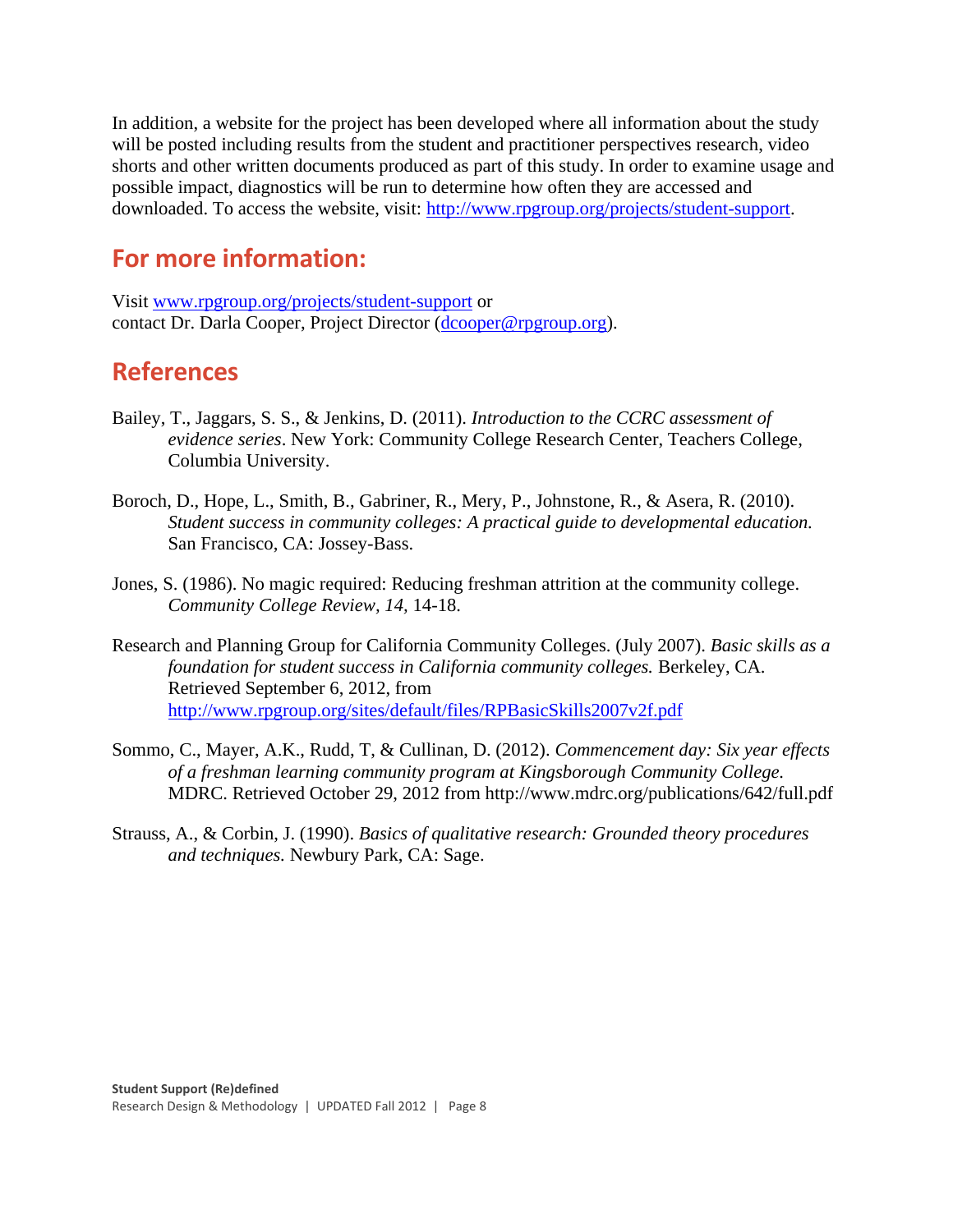In addition, a website for the project has been developed where all information about the study will be posted including results from the student and practitioner perspectives research, video shorts and other written documents produced as part of this study. In order to examine usage and possible impact, diagnostics will be run to determine how often they are accessed and downloaded. To access the website, visit: [http://www.rpgroup.org/projects/student-support](http://www.rpgroup.org/projects/student-support).

## For more information:

Visit [www.rpgroup.org/projects/student-support](http://www.rpgroup.org/projects/student-support) or
contact Dr. Darla Cooper, Project Director ([dcooper@rpgroup.org](mailto:dcooper@rpgroup.org)).

## References

Bailey, T., Jaggars, S. S., & Jenkins, D. (2011). *Introduction to the CCRC assessment of evidence series*. New York: Community College Research Center, Teachers College, Columbia University.

Boroch, D., Hope, L., Smith, B., Gabriner, R., Mery, P., Johnstone, R., & Asera, R. (2010). *Student success in community colleges: A practical guide to developmental education.* San Francisco, CA: Jossey-Bass.

Jones, S. (1986). No magic required: Reducing freshman attrition at the community college. *Community College Review, 14,* 14-18.

Research and Planning Group for California Community Colleges. (July 2007). *Basic skills as a foundation for student success in California community colleges.* Berkeley, CA. Retrieved September 6, 2012, from [http://www.rpgroup.org/sites/default/files/RPBasicSkills2007v2f.pdf](http://www.rpgroup.org/sites/default/files/RPBasicSkills2007v2f.pdf)

Sommo, C., Mayer, A.K., Rudd, T, & Cullinan, D. (2012). *Commencement day: Six year effects of a freshman learning community program at Kingsborough Community College.* MDRC. Retrieved October 29, 2012 from http://www.mdrc.org/publications/642/full.pdf

Strauss, A., & Corbin, J. (1990). *Basics of qualitative research: Grounded theory procedures and techniques.* Newbury Park, CA: Sage.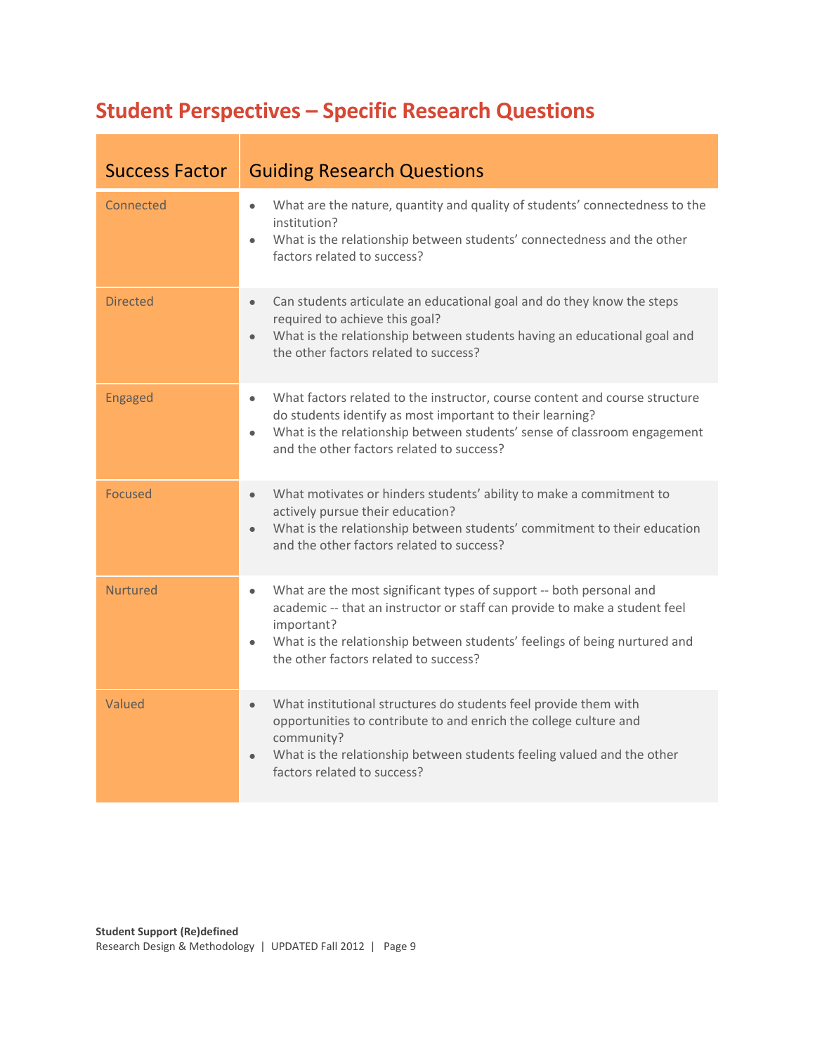## Student Perspectives – Specific Research Questions

| Success Factor | Guiding Research Questions |
|---|---|
| Connected | • What are the nature, quantity and quality of students' connectedness to the institution?<br>• What is the relationship between students' connectedness and the other factors related to success? |
| Directed | • Can students articulate an educational goal and do they know the steps required to achieve this goal?<br>• What is the relationship between students having an educational goal and the other factors related to success? |
| Engaged | • What factors related to the instructor, course content and course structure do students identify as most important to their learning?<br>• What is the relationship between students' sense of classroom engagement and the other factors related to success? |
| Focused | • What motivates or hinders students' ability to make a commitment to actively pursue their education?<br>• What is the relationship between students' commitment to their education and the other factors related to success? |
| Nurtured | • What are the most significant types of support -- both personal and academic -- that an instructor or staff can provide to make a student feel important?<br>• What is the relationship between students' feelings of being nurtured and the other factors related to success? |
| Valued | • What institutional structures do students feel provide them with opportunities to contribute to and enrich the college culture and community?<br>• What is the relationship between students feeling valued and the other factors related to success? |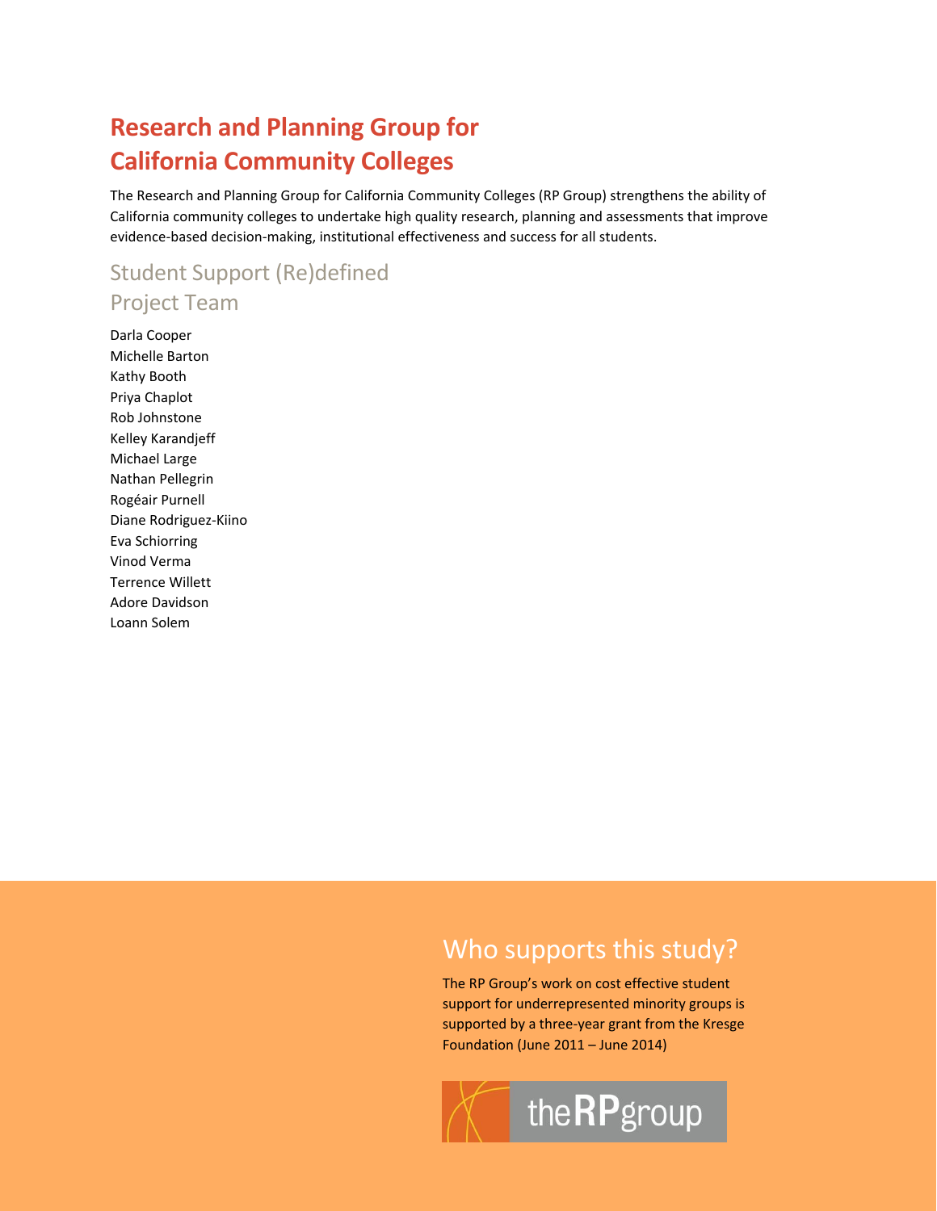# Research and Planning Group for California Community Colleges

The Research and Planning Group for California Community Colleges (RP Group) strengthens the ability of California community colleges to undertake high quality research, planning and assessments that improve evidence-based decision-making, institutional effectiveness and success for all students.

## Student Support (Re)defined Project Team

Darla Cooper
Michelle Barton
Kathy Booth
Priya Chaplot
Rob Johnstone
Kelley Karandjeff
Michael Large
Nathan Pellegrin
Rogéair Purnell
Diane Rodriguez-Kiino
Eva Schiorring
Vinod Verma
Terrence Willett
Adore Davidson
Loann Solem

## Who supports this study?

The RP Group's work on cost effective student support for underrepresented minority groups is supported by a three-year grant from the Kresge Foundation (June 2011 – June 2014)

theRPgroup